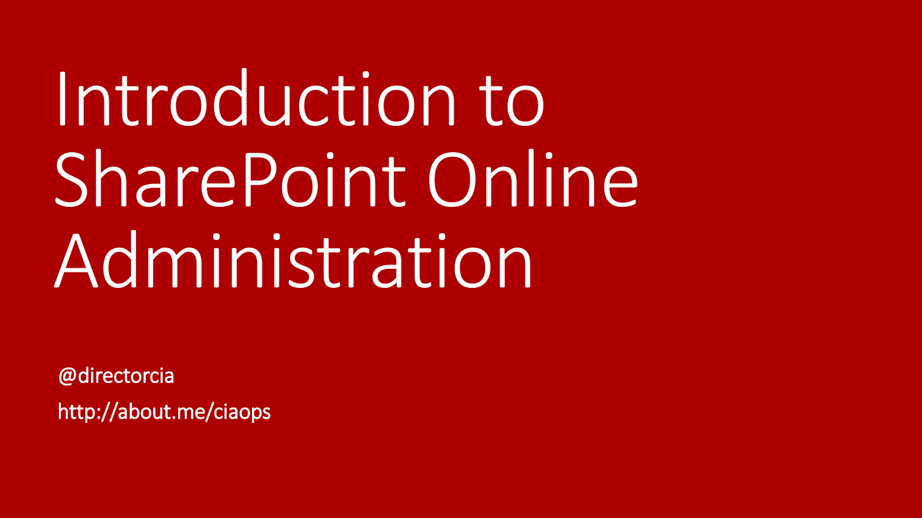# Introduction to SharePoint Online Administration

@directorcia

http://about.me/ciaops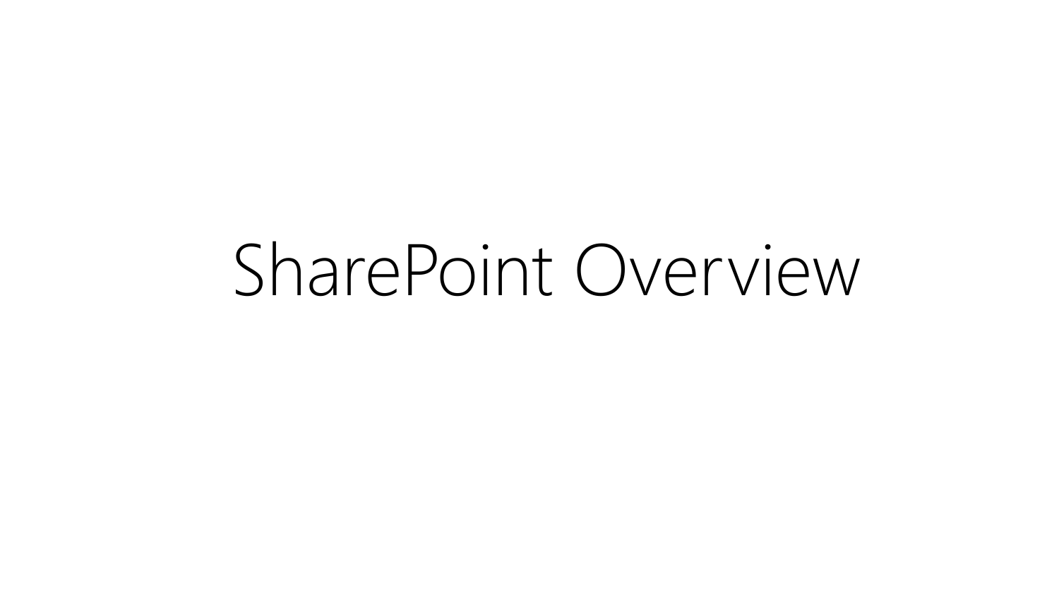# SharePoint Overview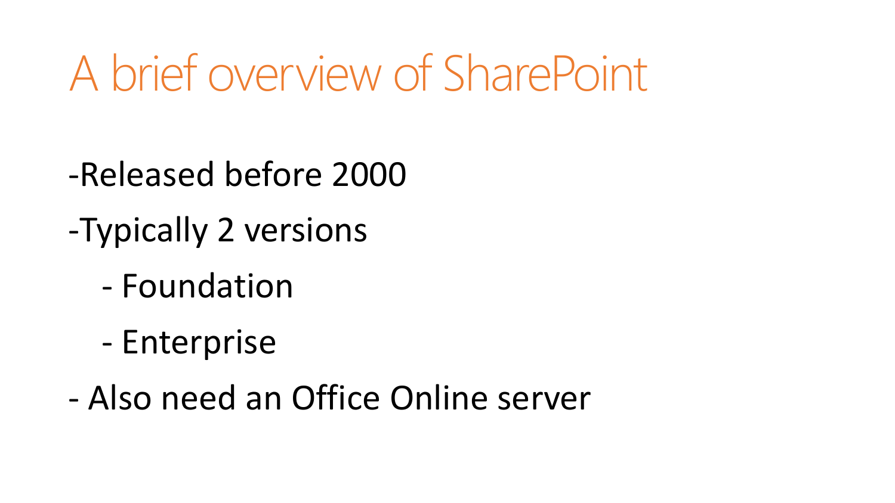# A brief overview of SharePoint

-Released before 2000

-Typically 2 versions

- Foundation
- Enterprise

- Also need an Office Online server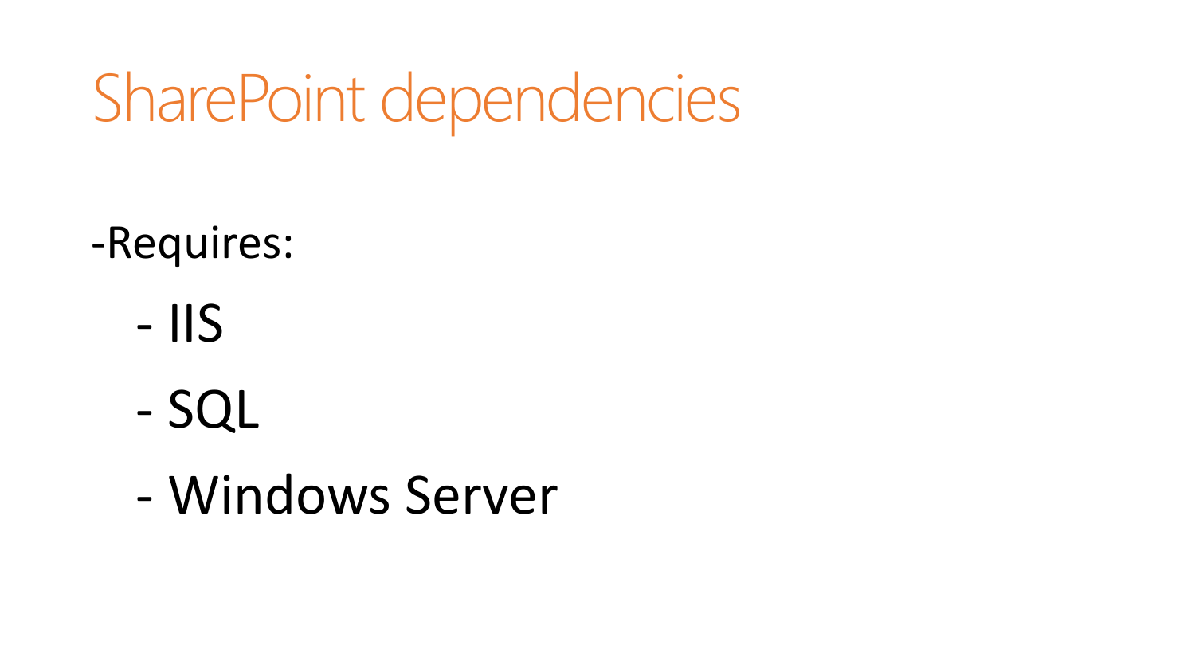# SharePoint dependencies

-Requires:

- IIS
- SQL
- Windows Server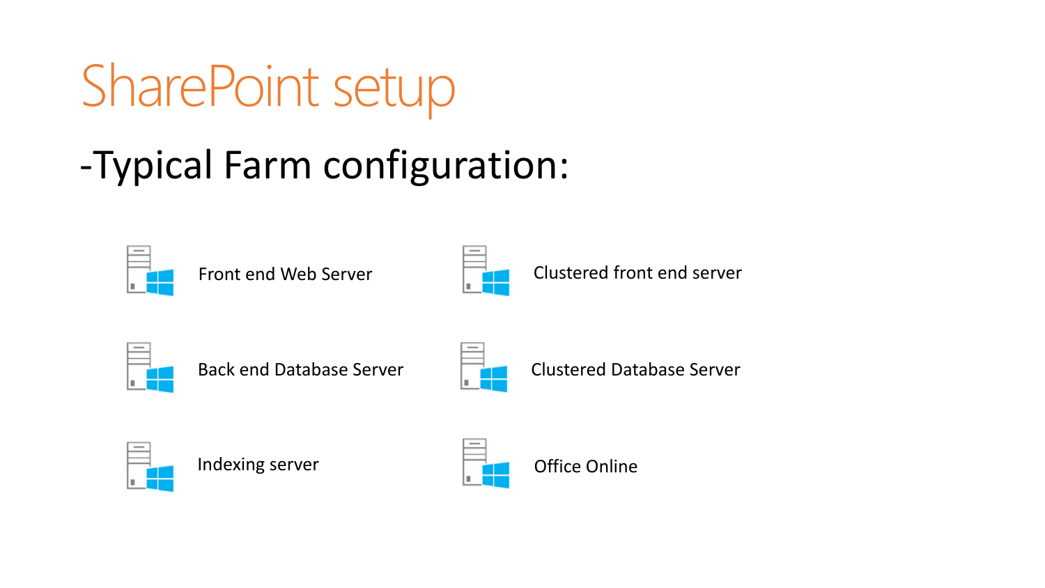# SharePoint setup

## -Typical Farm configuration:

- Front end Web Server
- Back end Database Server
- Indexing server
- Clustered front end server
- Clustered Database Server
- Office Online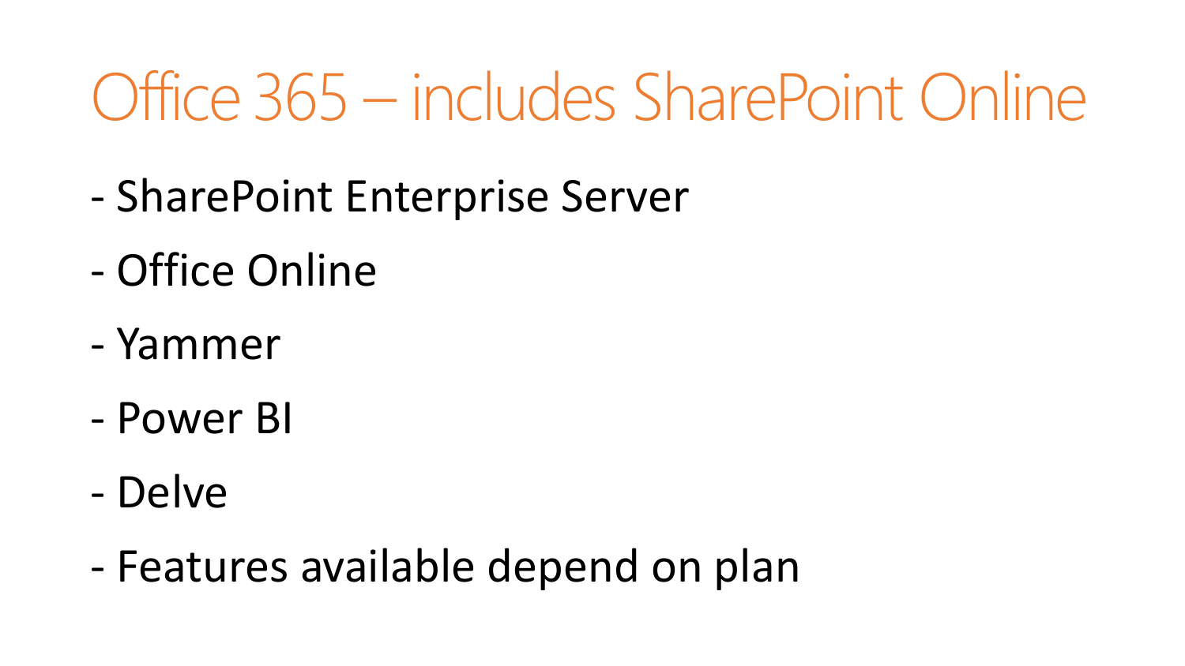# Office 365 – includes SharePoint Online

- SharePoint Enterprise Server
- Office Online
- Yammer
- Power BI
- Delve
- Features available depend on plan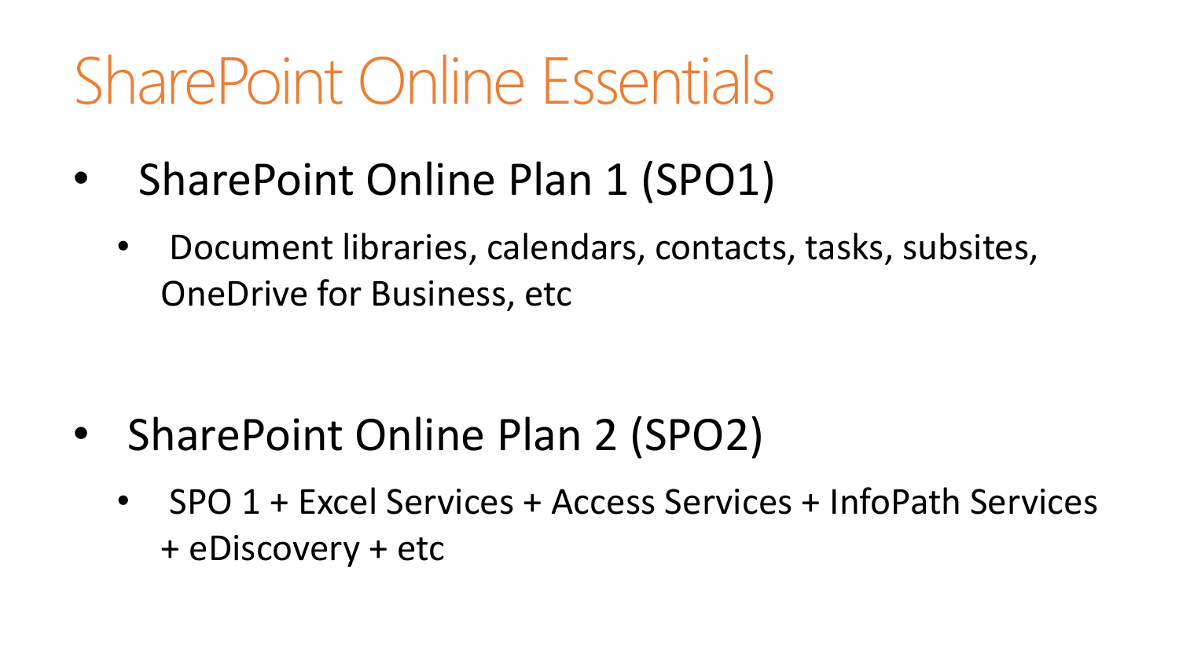# SharePoint Online Essentials

- SharePoint Online Plan 1 (SPO1)
  - Document libraries, calendars, contacts, tasks, subsites, OneDrive for Business, etc

- SharePoint Online Plan 2 (SPO2)
  - SPO 1 + Excel Services + Access Services + InfoPath Services + eDiscovery + etc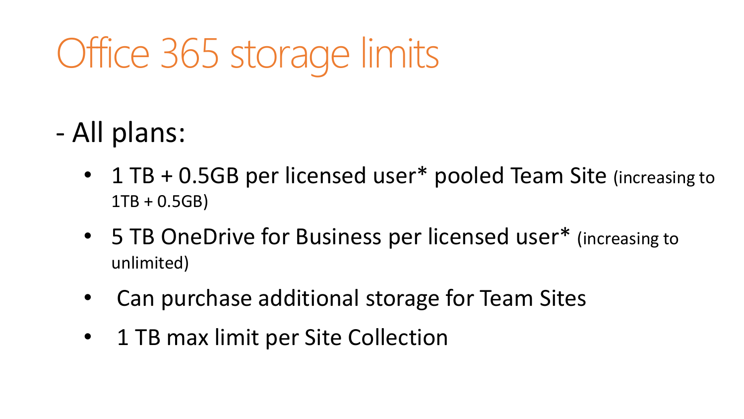# Office 365 storage limits

- All plans:
  - 1 TB + 0.5GB per licensed user* pooled Team Site (increasing to 1TB + 0.5GB)
  - 5 TB OneDrive for Business per licensed user* (increasing to unlimited)
  - Can purchase additional storage for Team Sites
  - 1 TB max limit per Site Collection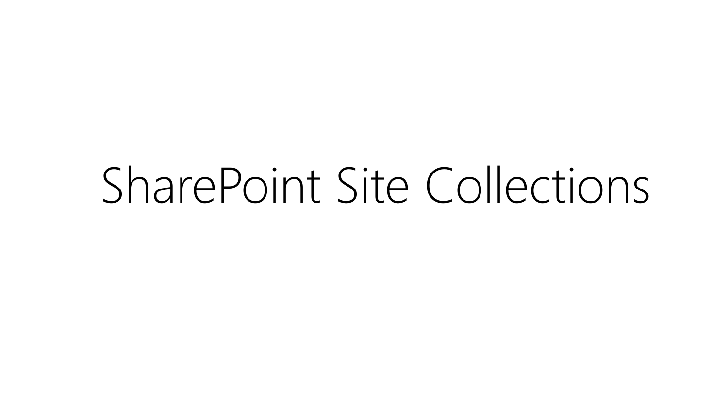# SharePoint Site Collections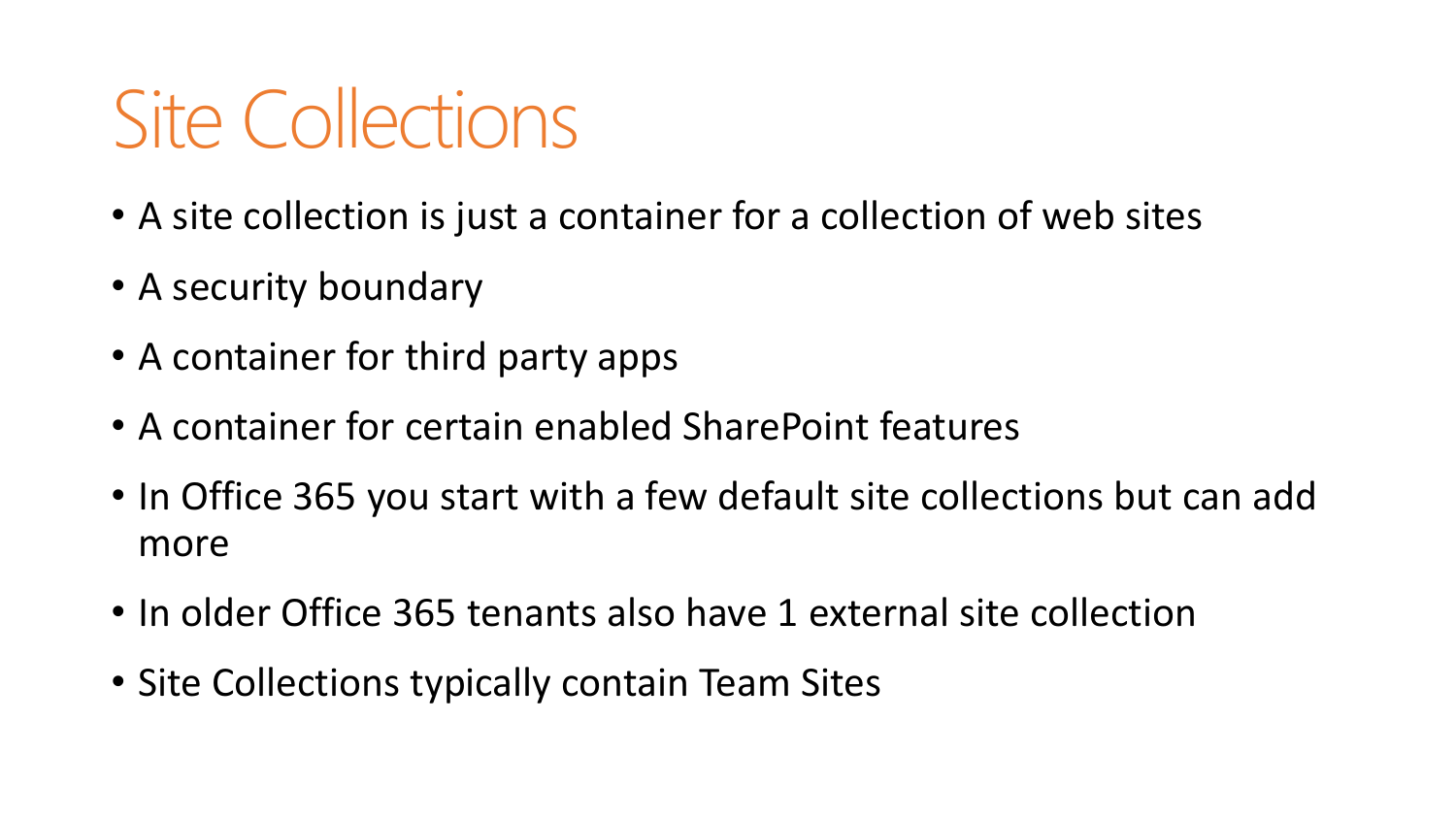# Site Collections

- A site collection is just a container for a collection of web sites
- A security boundary
- A container for third party apps
- A container for certain enabled SharePoint features
- In Office 365 you start with a few default site collections but can add more
- In older Office 365 tenants also have 1 external site collection
- Site Collections typically contain Team Sites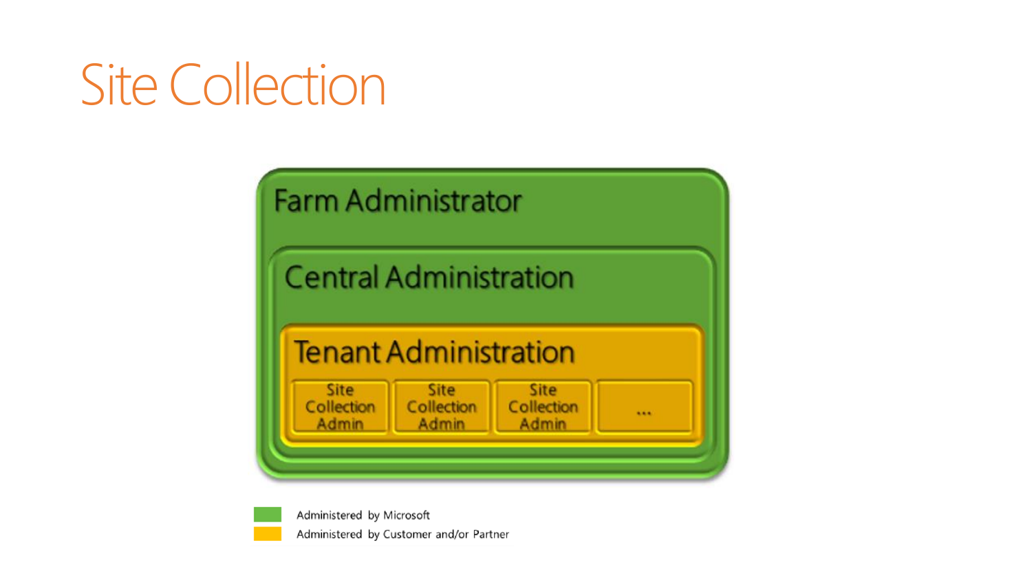# Site Collection

Farm Administrator

Central Administration

Tenant Administration

Site Collection Admin | Site Collection Admin | Site Collection Admin | ...

Administered by Microsoft

Administered by Customer and/or Partner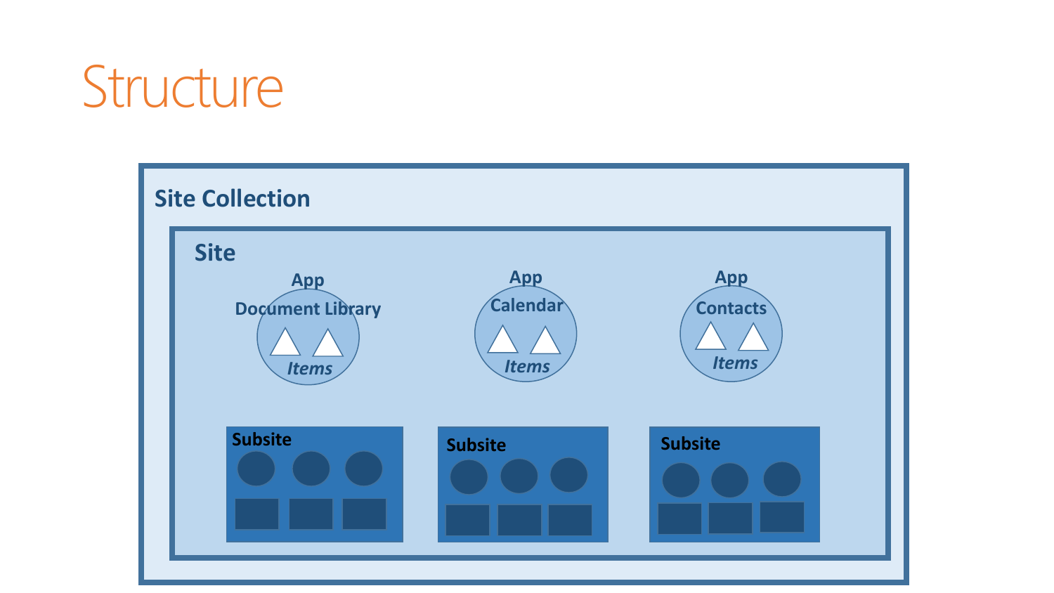# Structure

Site Collection

Site

App
Document Library
Items

App
Calendar
Items

App
Contacts
Items

Subsite

Subsite

Subsite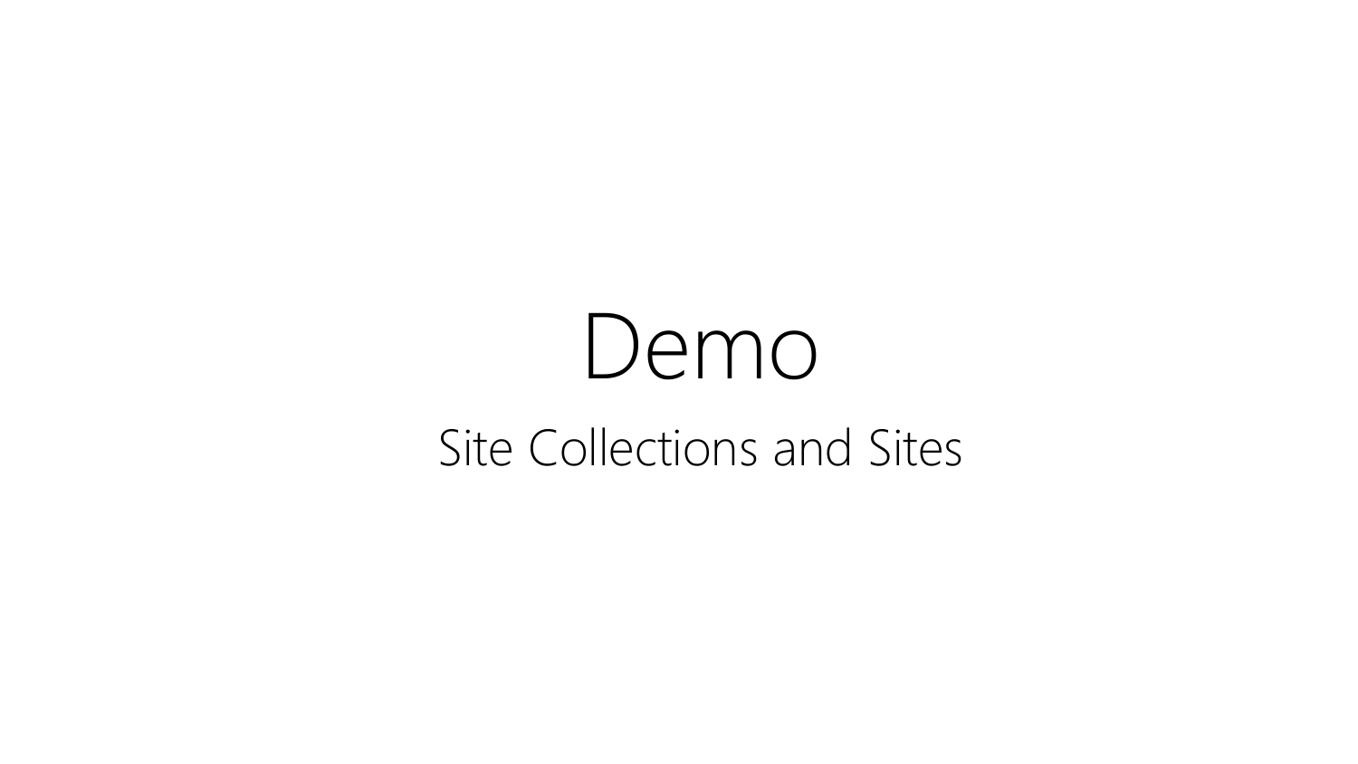# Demo

Site Collections and Sites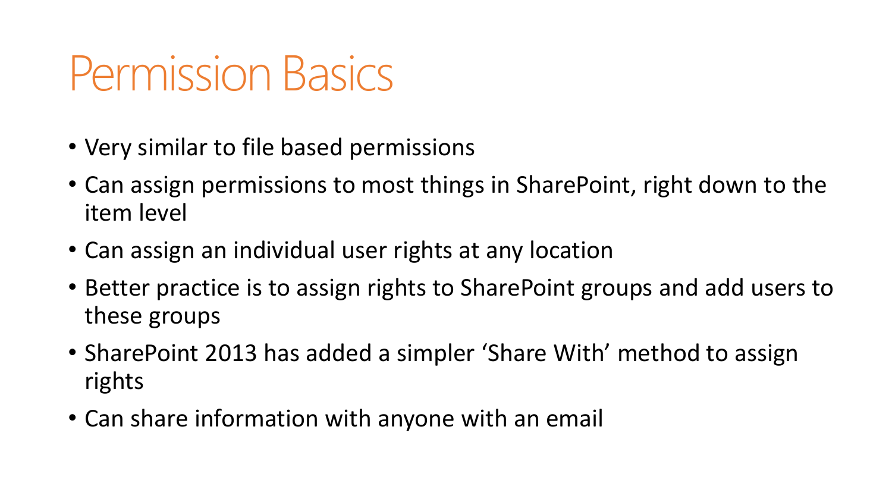# Permission Basics

- Very similar to file based permissions
- Can assign permissions to most things in SharePoint, right down to the item level
- Can assign an individual user rights at any location
- Better practice is to assign rights to SharePoint groups and add users to these groups
- SharePoint 2013 has added a simpler 'Share With' method to assign rights
- Can share information with anyone with an email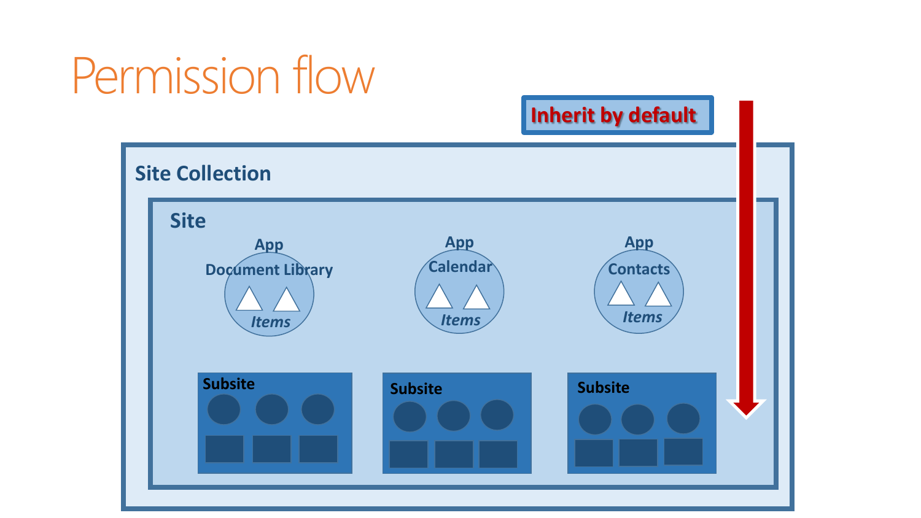# Permission flow

**Inherit by default**

**Site Collection**

**Site**

App
Document Library
*Items*

App
Calendar
*Items*

App
Contacts
*Items*

**Subsite**

**Subsite**

**Subsite**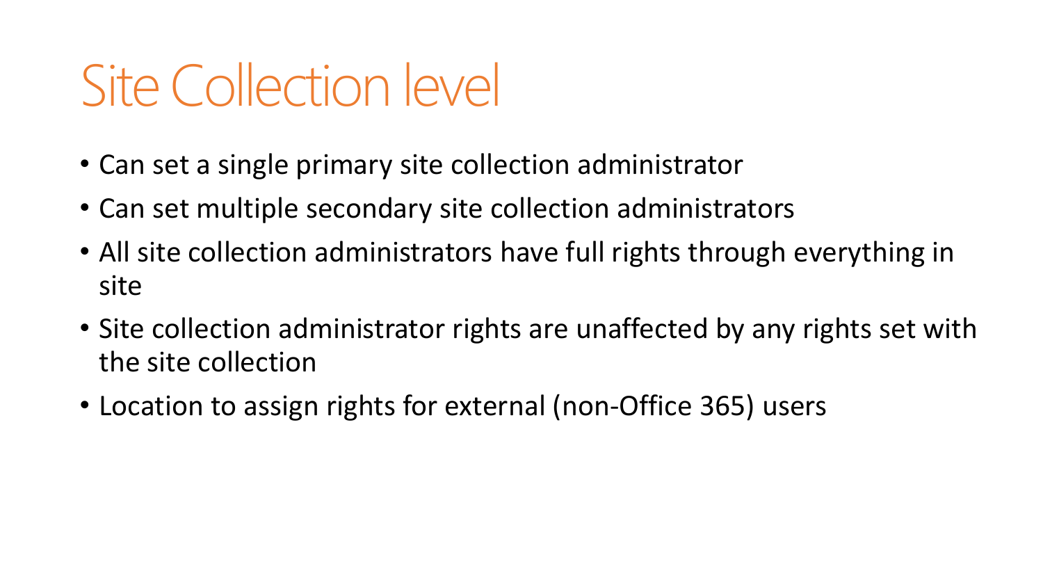# Site Collection level

- Can set a single primary site collection administrator
- Can set multiple secondary site collection administrators
- All site collection administrators have full rights through everything in site
- Site collection administrator rights are unaffected by any rights set with the site collection
- Location to assign rights for external (non-Office 365) users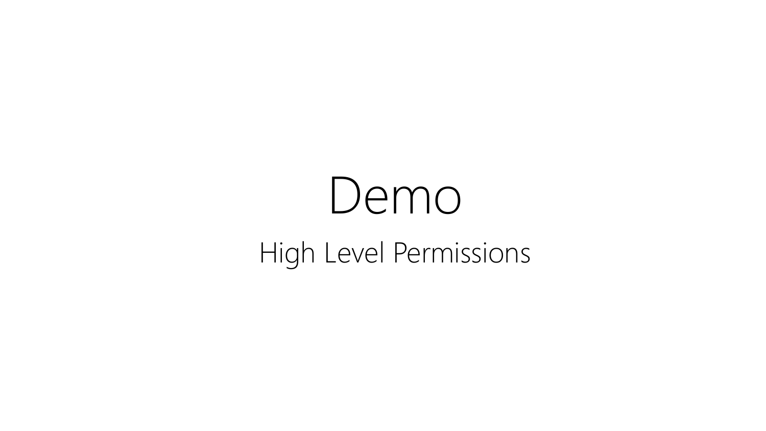# Demo

High Level Permissions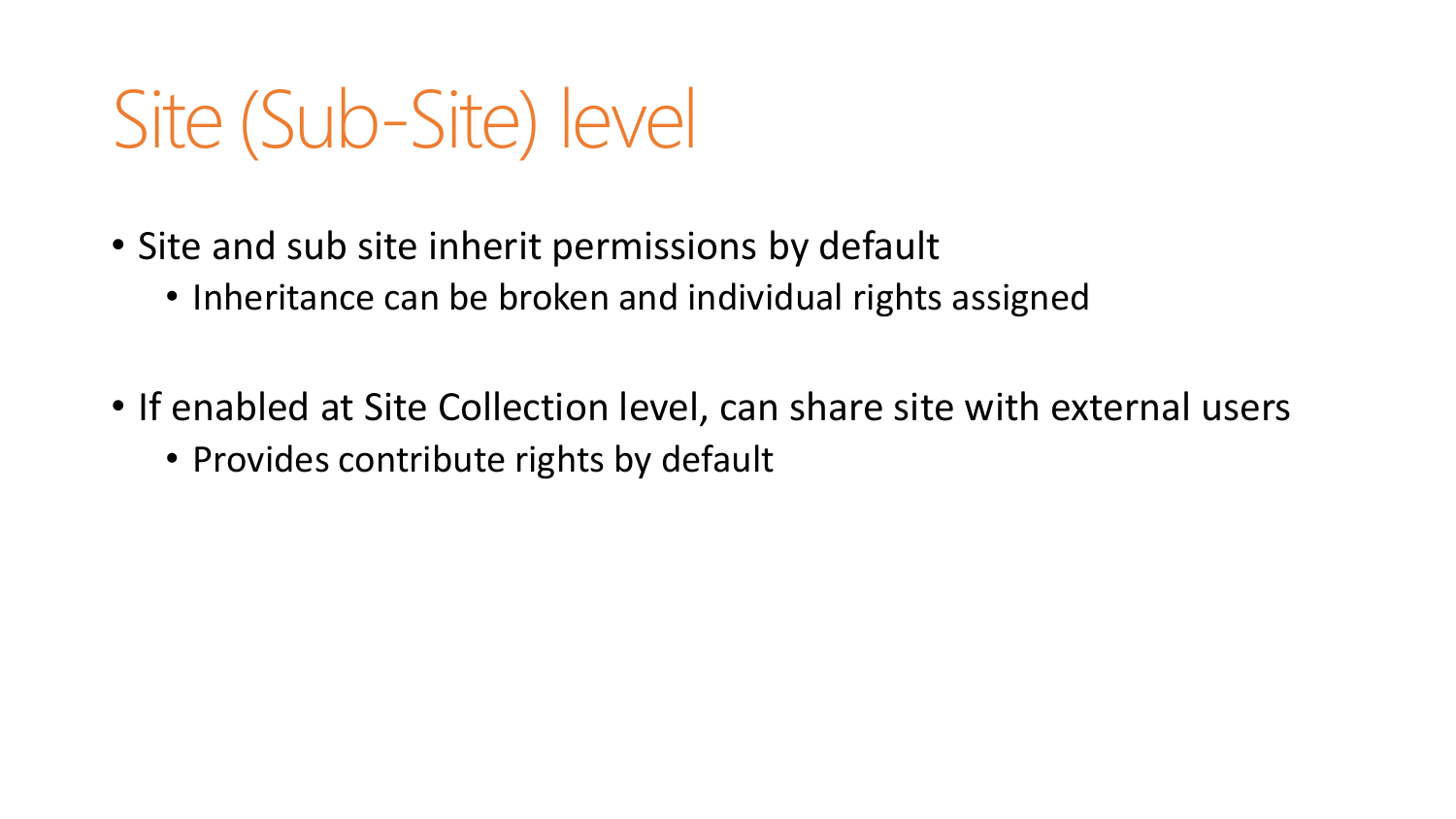# Site (Sub-Site) level

- Site and sub site inherit permissions by default
  - Inheritance can be broken and individual rights assigned

- If enabled at Site Collection level, can share site with external users
  - Provides contribute rights by default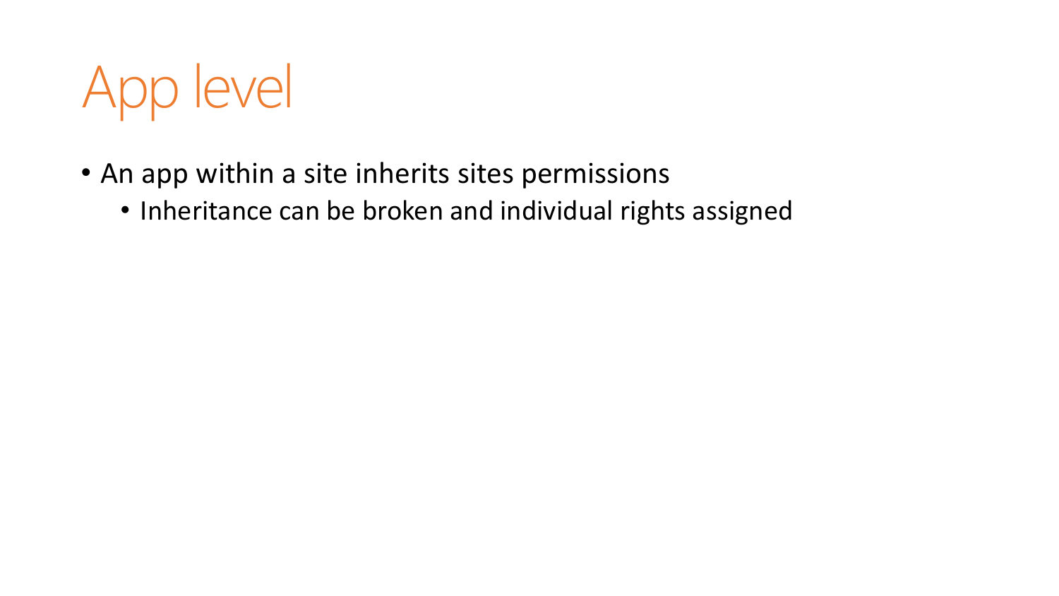# App level

- An app within a site inherits sites permissions
  - Inheritance can be broken and individual rights assigned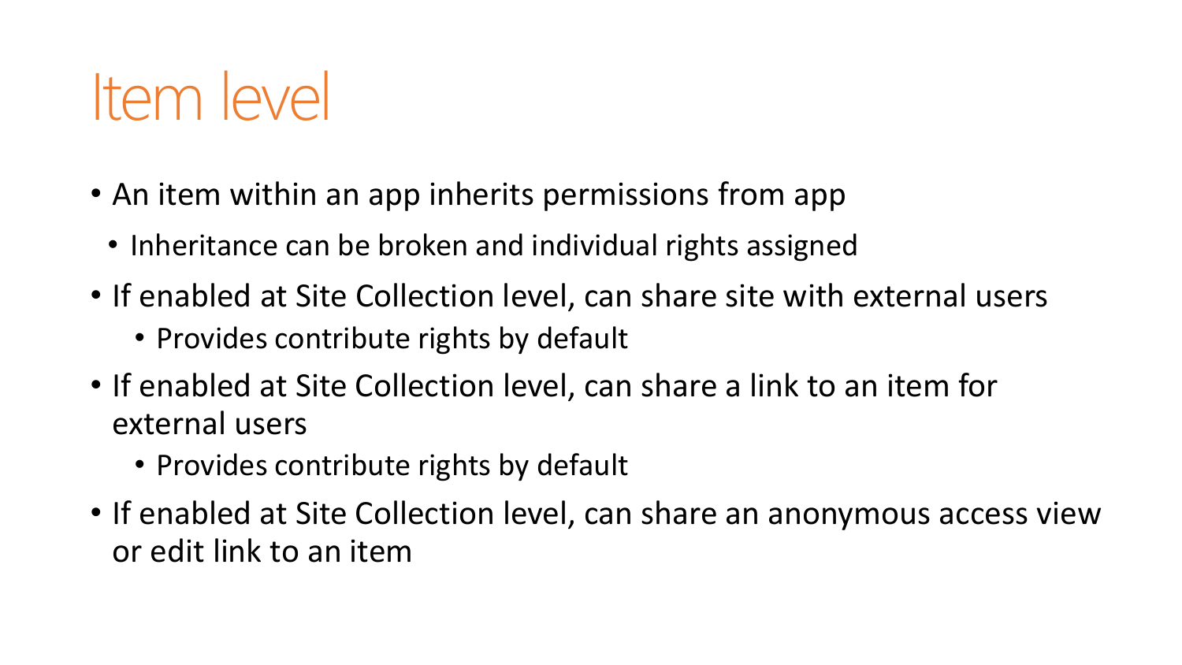# Item level

- An item within an app inherits permissions from app
  - Inheritance can be broken and individual rights assigned
- If enabled at Site Collection level, can share site with external users
  - Provides contribute rights by default
- If enabled at Site Collection level, can share a link to an item for external users
  - Provides contribute rights by default
- If enabled at Site Collection level, can share an anonymous access view or edit link to an item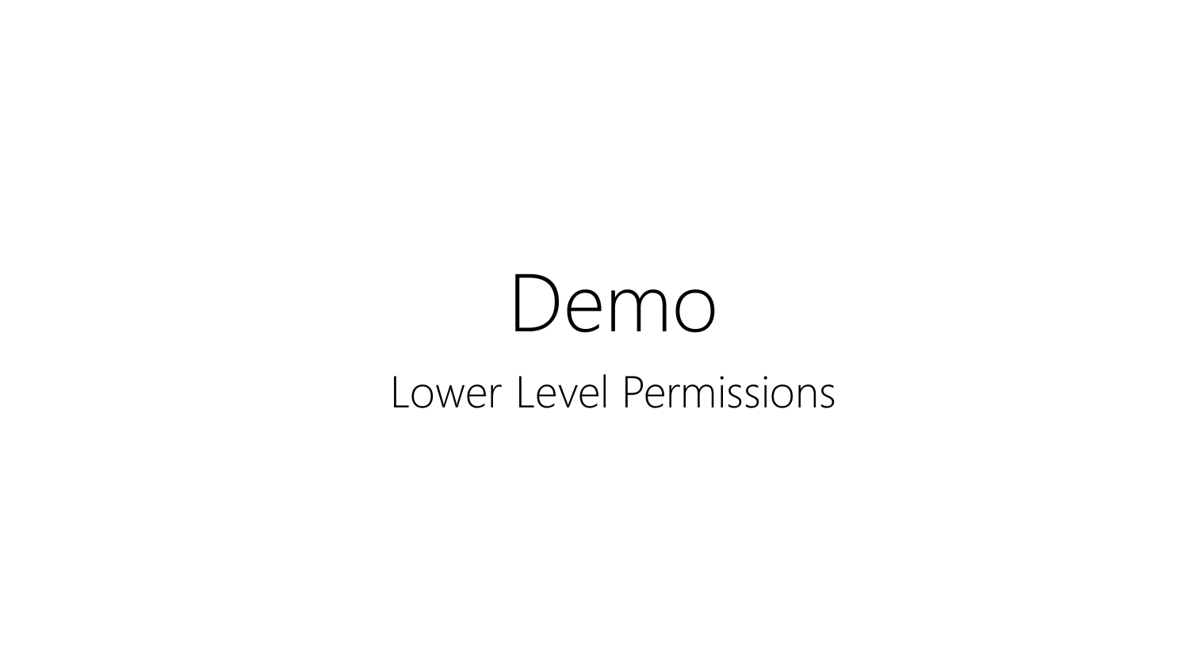# Demo

Lower Level Permissions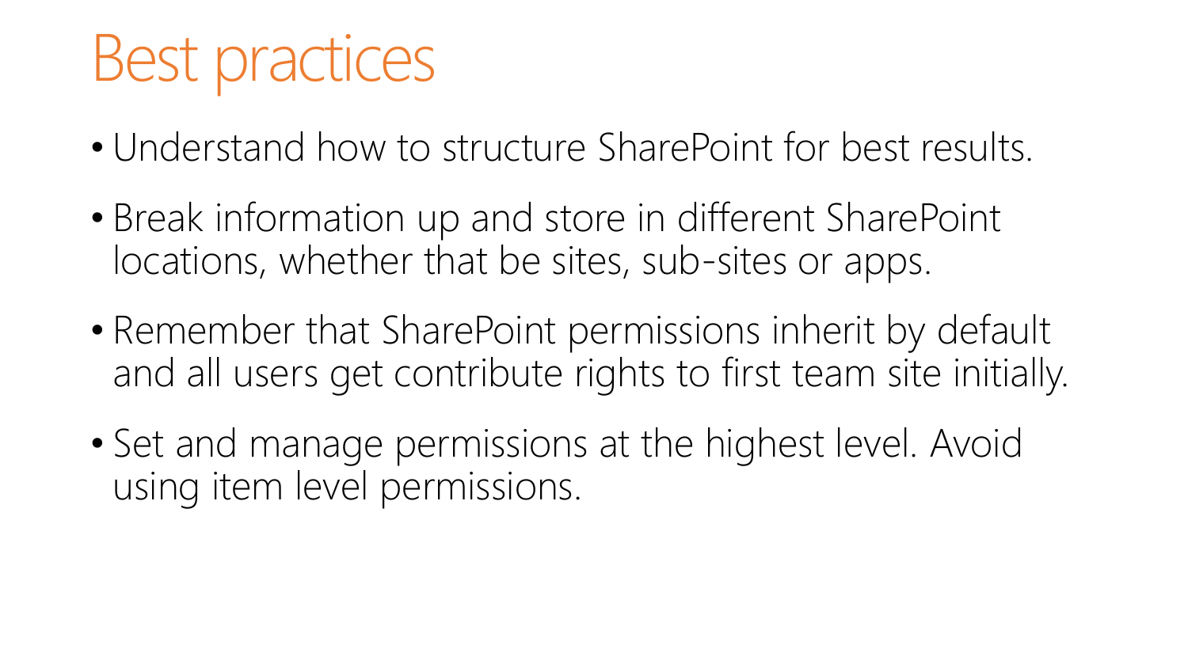# Best practices

- Understand how to structure SharePoint for best results.
- Break information up and store in different SharePoint locations, whether that be sites, sub-sites or apps.
- Remember that SharePoint permissions inherit by default and all users get contribute rights to first team site initially.
- Set and manage permissions at the highest level. Avoid using item level permissions.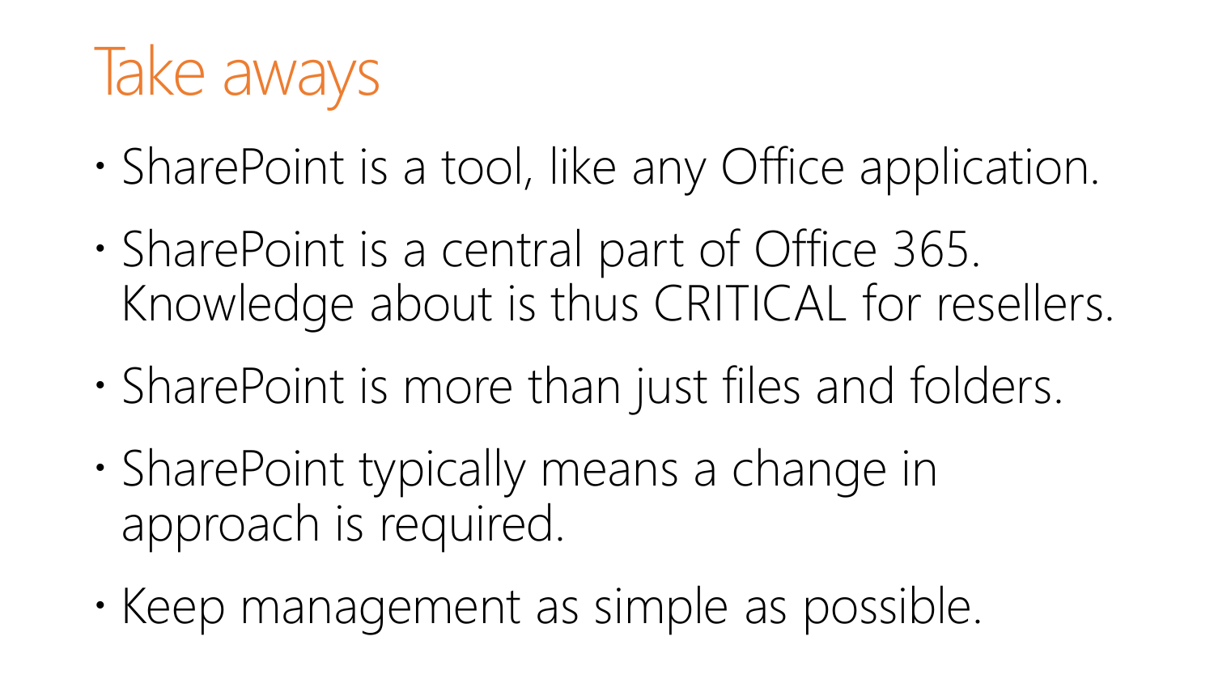# Take aways

- SharePoint is a tool, like any Office application.
- SharePoint is a central part of Office 365. Knowledge about is thus CRITICAL for resellers.
- SharePoint is more than just files and folders.
- SharePoint typically means a change in approach is required.
- Keep management as simple as possible.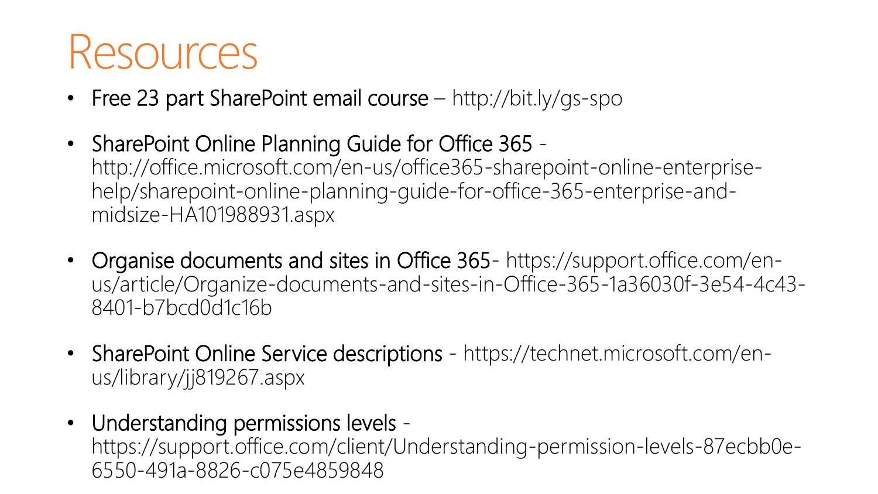# Resources

- Free 23 part SharePoint email course – http://bit.ly/gs-spo
- SharePoint Online Planning Guide for Office 365 - http://office.microsoft.com/en-us/office365-sharepoint-online-enterprise-help/sharepoint-online-planning-guide-for-office-365-enterprise-and-midsize-HA101988931.aspx
- Organise documents and sites in Office 365- https://support.office.com/en-us/article/Organize-documents-and-sites-in-Office-365-1a36030f-3e54-4c43-8401-b7bcd0d1c16b
- SharePoint Online Service descriptions - https://technet.microsoft.com/en-us/library/jj819267.aspx
- Understanding permissions levels - https://support.office.com/client/Understanding-permission-levels-87ecbb0e-6550-491a-8826-c075e4859848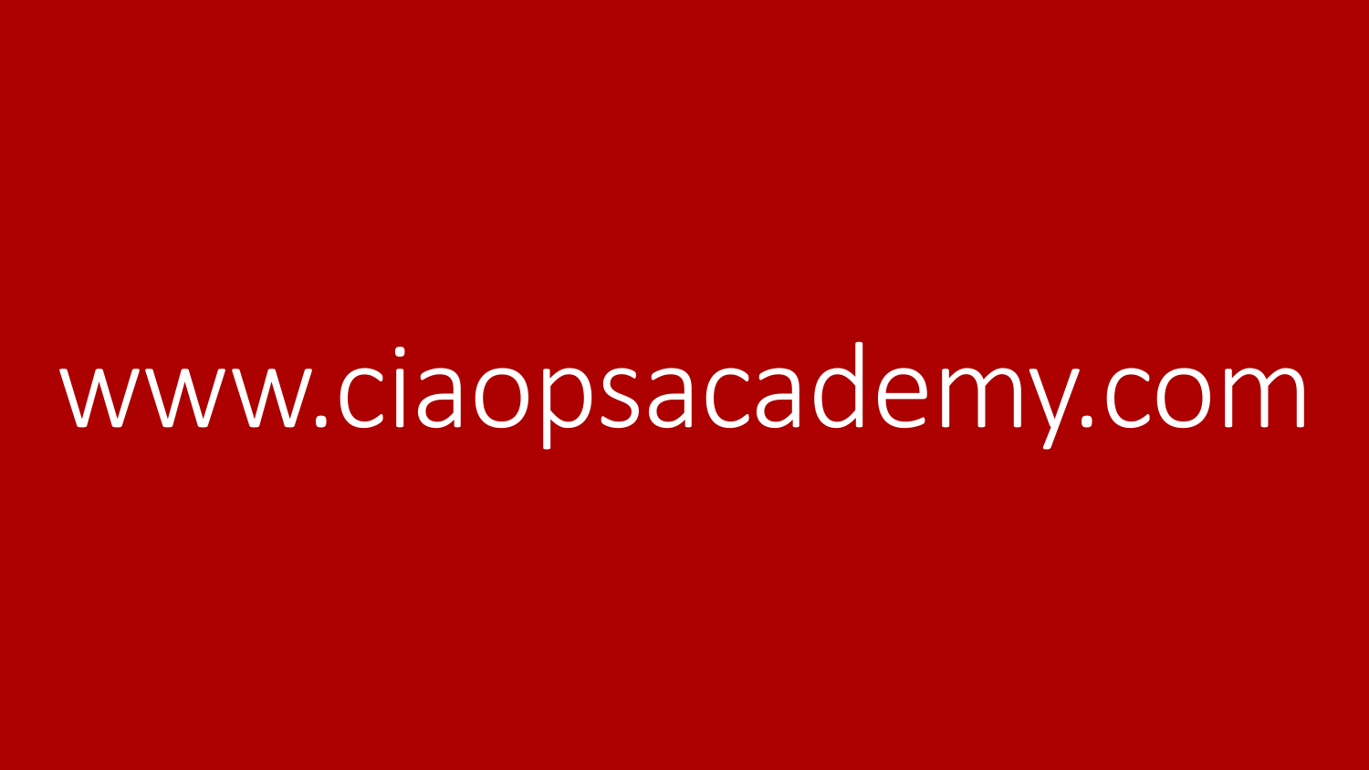www.ciaopsacademy.com